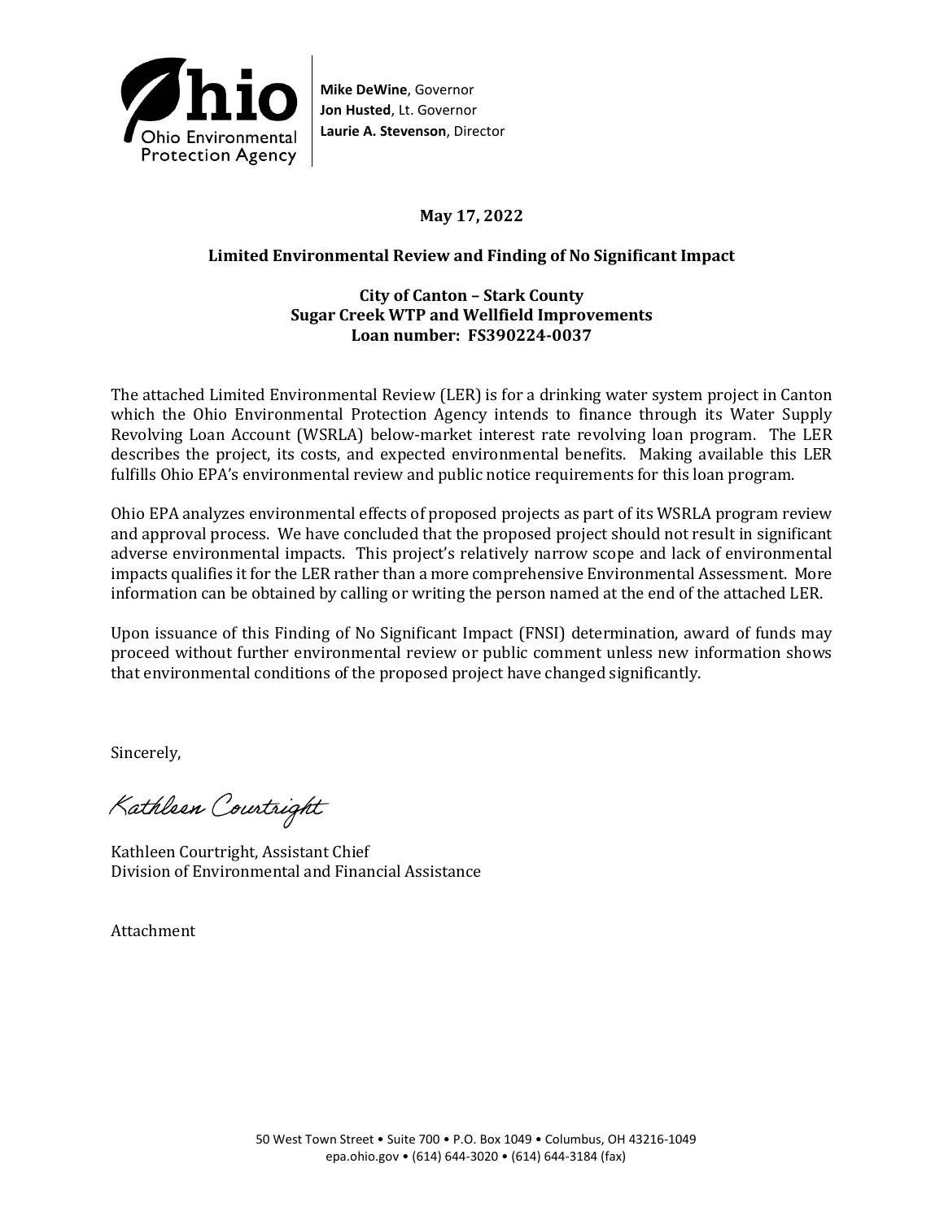**Ohio Environmental Protection Agency**

**Mike DeWine**, Governor
**Jon Husted**, Lt. Governor
**Laurie A. Stevenson**, Director

**May 17, 2022**

**Limited Environmental Review and Finding of No Significant Impact**

**City of Canton – Stark County**
**Sugar Creek WTP and Wellfield Improvements**
**Loan number: FS390224-0037**

The attached Limited Environmental Review (LER) is for a drinking water system project in Canton which the Ohio Environmental Protection Agency intends to finance through its Water Supply Revolving Loan Account (WSRLA) below-market interest rate revolving loan program. The LER describes the project, its costs, and expected environmental benefits. Making available this LER fulfills Ohio EPA's environmental review and public notice requirements for this loan program.

Ohio EPA analyzes environmental effects of proposed projects as part of its WSRLA program review and approval process. We have concluded that the proposed project should not result in significant adverse environmental impacts. This project's relatively narrow scope and lack of environmental impacts qualifies it for the LER rather than a more comprehensive Environmental Assessment. More information can be obtained by calling or writing the person named at the end of the attached LER.

Upon issuance of this Finding of No Significant Impact (FNSI) determination, award of funds may proceed without further environmental review or public comment unless new information shows that environmental conditions of the proposed project have changed significantly.

Sincerely,

Kathleen Courtright

Kathleen Courtright, Assistant Chief
Division of Environmental and Financial Assistance

Attachment

50 West Town Street • Suite 700 • P.O. Box 1049 • Columbus, OH 43216-1049
epa.ohio.gov • (614) 644-3020 • (614) 644-3184 (fax)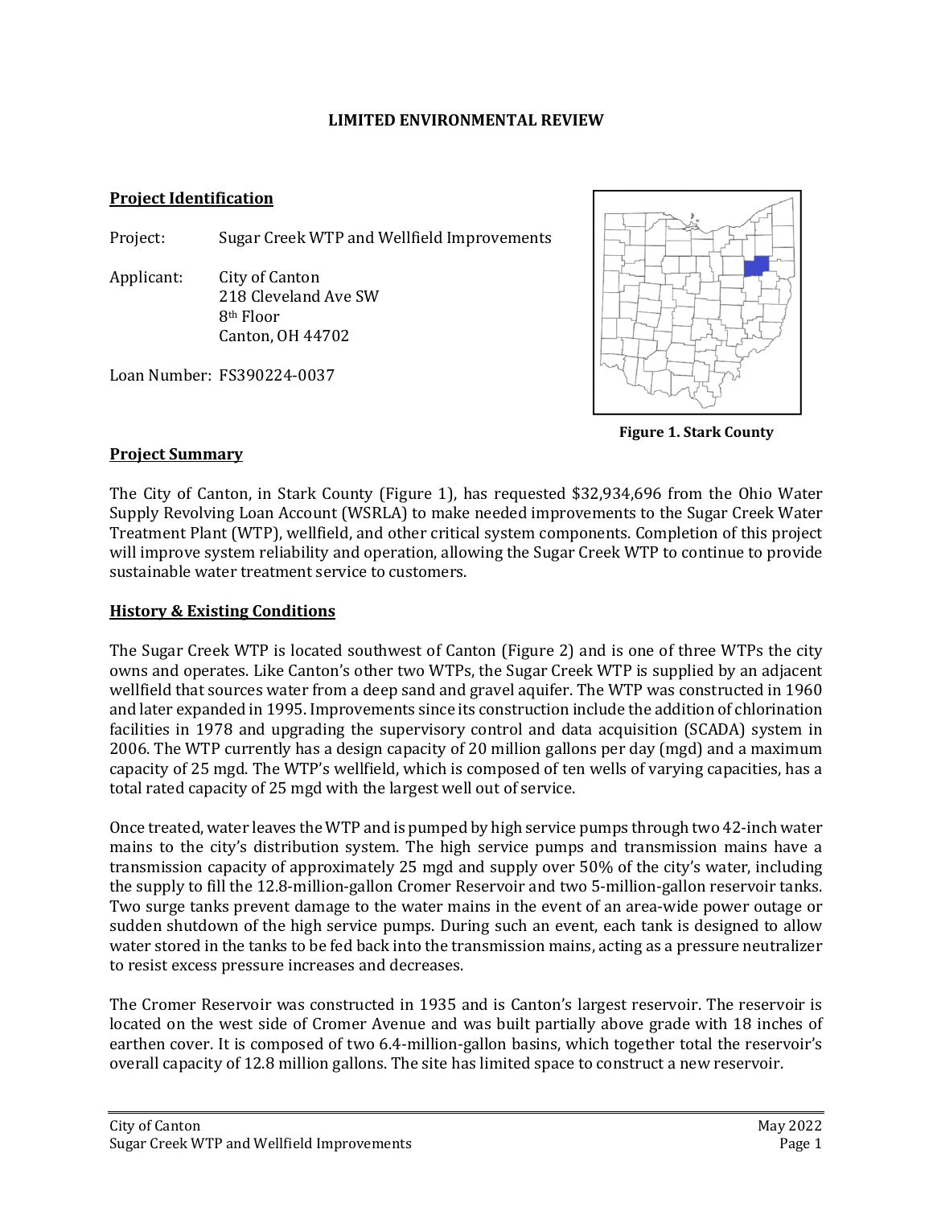**LIMITED ENVIRONMENTAL REVIEW**

## Project Identification

Project: Sugar Creek WTP and Wellfield Improvements

Applicant: City of Canton
218 Cleveland Ave SW
8th Floor
Canton, OH 44702

Loan Number: FS390224-0037

**Figure 1. Stark County**

## Project Summary

The City of Canton, in Stark County (Figure 1), has requested $32,934,696 from the Ohio Water Supply Revolving Loan Account (WSRLA) to make needed improvements to the Sugar Creek Water Treatment Plant (WTP), wellfield, and other critical system components. Completion of this project will improve system reliability and operation, allowing the Sugar Creek WTP to continue to provide sustainable water treatment service to customers.

## History & Existing Conditions

The Sugar Creek WTP is located southwest of Canton (Figure 2) and is one of three WTPs the city owns and operates. Like Canton's other two WTPs, the Sugar Creek WTP is supplied by an adjacent wellfield that sources water from a deep sand and gravel aquifer. The WTP was constructed in 1960 and later expanded in 1995. Improvements since its construction include the addition of chlorination facilities in 1978 and upgrading the supervisory control and data acquisition (SCADA) system in 2006. The WTP currently has a design capacity of 20 million gallons per day (mgd) and a maximum capacity of 25 mgd. The WTP's wellfield, which is composed of ten wells of varying capacities, has a total rated capacity of 25 mgd with the largest well out of service.

Once treated, water leaves the WTP and is pumped by high service pumps through two 42-inch water mains to the city's distribution system. The high service pumps and transmission mains have a transmission capacity of approximately 25 mgd and supply over 50% of the city's water, including the supply to fill the 12.8-million-gallon Cromer Reservoir and two 5-million-gallon reservoir tanks. Two surge tanks prevent damage to the water mains in the event of an area-wide power outage or sudden shutdown of the high service pumps. During such an event, each tank is designed to allow water stored in the tanks to be fed back into the transmission mains, acting as a pressure neutralizer to resist excess pressure increases and decreases.

The Cromer Reservoir was constructed in 1935 and is Canton's largest reservoir. The reservoir is located on the west side of Cromer Avenue and was built partially above grade with 18 inches of earthen cover. It is composed of two 6.4-million-gallon basins, which together total the reservoir's overall capacity of 12.8 million gallons. The site has limited space to construct a new reservoir.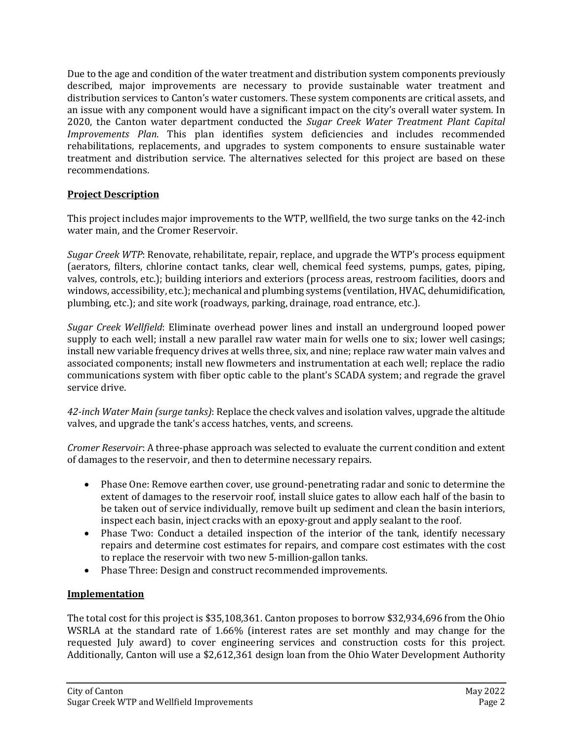Due to the age and condition of the water treatment and distribution system components previously described, major improvements are necessary to provide sustainable water treatment and distribution services to Canton's water customers. These system components are critical assets, and an issue with any component would have a significant impact on the city's overall water system. In 2020, the Canton water department conducted the *Sugar Creek Water Treatment Plant Capital Improvements Plan*. This plan identifies system deficiencies and includes recommended rehabilitations, replacements, and upgrades to system components to ensure sustainable water treatment and distribution service. The alternatives selected for this project are based on these recommendations.

## Project Description

This project includes major improvements to the WTP, wellfield, the two surge tanks on the 42-inch water main, and the Cromer Reservoir.

*Sugar Creek WTP*: Renovate, rehabilitate, repair, replace, and upgrade the WTP's process equipment (aerators, filters, chlorine contact tanks, clear well, chemical feed systems, pumps, gates, piping, valves, controls, etc.); building interiors and exteriors (process areas, restroom facilities, doors and windows, accessibility, etc.); mechanical and plumbing systems (ventilation, HVAC, dehumidification, plumbing, etc.); and site work (roadways, parking, drainage, road entrance, etc.).

*Sugar Creek Wellfield*: Eliminate overhead power lines and install an underground looped power supply to each well; install a new parallel raw water main for wells one to six; lower well casings; install new variable frequency drives at wells three, six, and nine; replace raw water main valves and associated components; install new flowmeters and instrumentation at each well; replace the radio communications system with fiber optic cable to the plant's SCADA system; and regrade the gravel service drive.

*42-inch Water Main (surge tanks)*: Replace the check valves and isolation valves, upgrade the altitude valves, and upgrade the tank's access hatches, vents, and screens.

*Cromer Reservoir*: A three-phase approach was selected to evaluate the current condition and extent of damages to the reservoir, and then to determine necessary repairs.

- Phase One: Remove earthen cover, use ground-penetrating radar and sonic to determine the extent of damages to the reservoir roof, install sluice gates to allow each half of the basin to be taken out of service individually, remove built up sediment and clean the basin interiors, inspect each basin, inject cracks with an epoxy-grout and apply sealant to the roof.
- Phase Two: Conduct a detailed inspection of the interior of the tank, identify necessary repairs and determine cost estimates for repairs, and compare cost estimates with the cost to replace the reservoir with two new 5-million-gallon tanks.
- Phase Three: Design and construct recommended improvements.

## Implementation

The total cost for this project is $35,108,361. Canton proposes to borrow $32,934,696 from the Ohio WSRLA at the standard rate of 1.66% (interest rates are set monthly and may change for the requested July award) to cover engineering services and construction costs for this project. Additionally, Canton will use a $2,612,361 design loan from the Ohio Water Development Authority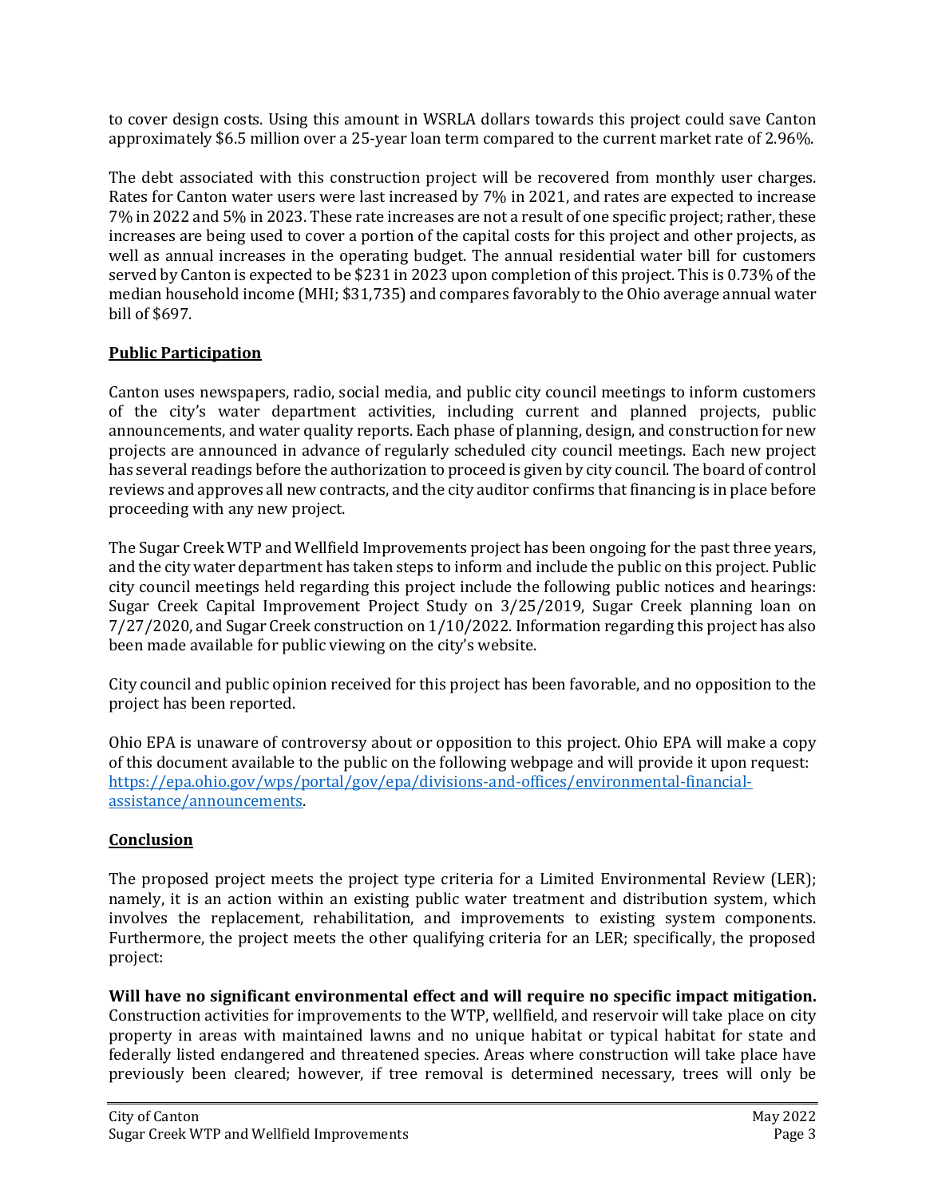to cover design costs. Using this amount in WSRLA dollars towards this project could save Canton approximately $6.5 million over a 25-year loan term compared to the current market rate of 2.96%.

The debt associated with this construction project will be recovered from monthly user charges. Rates for Canton water users were last increased by 7% in 2021, and rates are expected to increase 7% in 2022 and 5% in 2023. These rate increases are not a result of one specific project; rather, these increases are being used to cover a portion of the capital costs for this project and other projects, as well as annual increases in the operating budget. The annual residential water bill for customers served by Canton is expected to be $231 in 2023 upon completion of this project. This is 0.73% of the median household income (MHI; $31,735) and compares favorably to the Ohio average annual water bill of $697.

## Public Participation

Canton uses newspapers, radio, social media, and public city council meetings to inform customers of the city's water department activities, including current and planned projects, public announcements, and water quality reports. Each phase of planning, design, and construction for new projects are announced in advance of regularly scheduled city council meetings. Each new project has several readings before the authorization to proceed is given by city council. The board of control reviews and approves all new contracts, and the city auditor confirms that financing is in place before proceeding with any new project.

The Sugar Creek WTP and Wellfield Improvements project has been ongoing for the past three years, and the city water department has taken steps to inform and include the public on this project. Public city council meetings held regarding this project include the following public notices and hearings: Sugar Creek Capital Improvement Project Study on 3/25/2019, Sugar Creek planning loan on 7/27/2020, and Sugar Creek construction on 1/10/2022. Information regarding this project has also been made available for public viewing on the city's website.

City council and public opinion received for this project has been favorable, and no opposition to the project has been reported.

Ohio EPA is unaware of controversy about or opposition to this project. Ohio EPA will make a copy of this document available to the public on the following webpage and will provide it upon request: [https://epa.ohio.gov/wps/portal/gov/epa/divisions-and-offices/environmental-financial-assistance/announcements](https://epa.ohio.gov/wps/portal/gov/epa/divisions-and-offices/environmental-financial-assistance/announcements).

## Conclusion

The proposed project meets the project type criteria for a Limited Environmental Review (LER); namely, it is an action within an existing public water treatment and distribution system, which involves the replacement, rehabilitation, and improvements to existing system components. Furthermore, the project meets the other qualifying criteria for an LER; specifically, the proposed project:

**Will have no significant environmental effect and will require no specific impact mitigation.** Construction activities for improvements to the WTP, wellfield, and reservoir will take place on city property in areas with maintained lawns and no unique habitat or typical habitat for state and federally listed endangered and threatened species. Areas where construction will take place have previously been cleared; however, if tree removal is determined necessary, trees will only be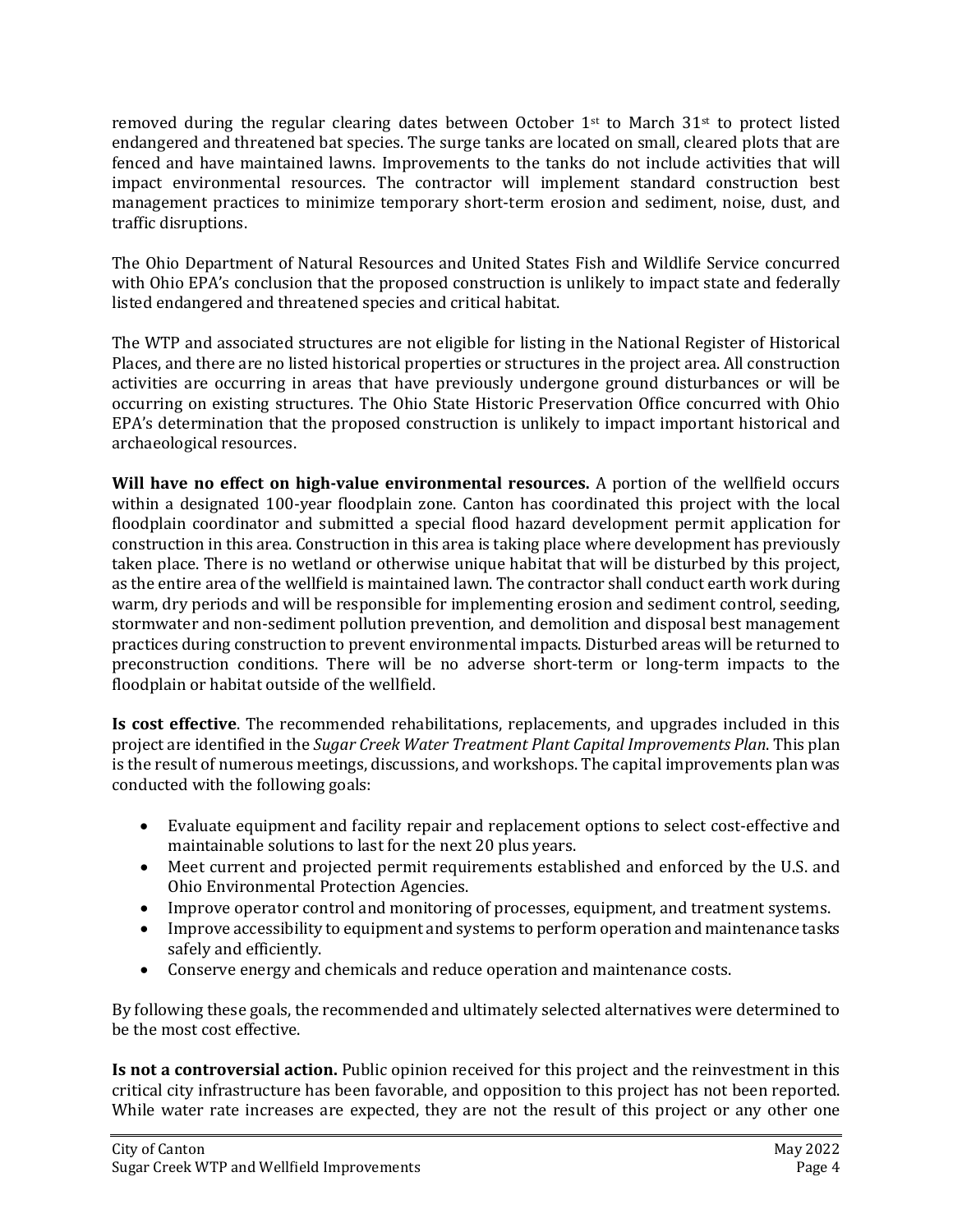removed during the regular clearing dates between October 1st to March 31st to protect listed endangered and threatened bat species. The surge tanks are located on small, cleared plots that are fenced and have maintained lawns. Improvements to the tanks do not include activities that will impact environmental resources. The contractor will implement standard construction best management practices to minimize temporary short-term erosion and sediment, noise, dust, and traffic disruptions.

The Ohio Department of Natural Resources and United States Fish and Wildlife Service concurred with Ohio EPA's conclusion that the proposed construction is unlikely to impact state and federally listed endangered and threatened species and critical habitat.

The WTP and associated structures are not eligible for listing in the National Register of Historical Places, and there are no listed historical properties or structures in the project area. All construction activities are occurring in areas that have previously undergone ground disturbances or will be occurring on existing structures. The Ohio State Historic Preservation Office concurred with Ohio EPA's determination that the proposed construction is unlikely to impact important historical and archaeological resources.

**Will have no effect on high-value environmental resources.** A portion of the wellfield occurs within a designated 100-year floodplain zone. Canton has coordinated this project with the local floodplain coordinator and submitted a special flood hazard development permit application for construction in this area. Construction in this area is taking place where development has previously taken place. There is no wetland or otherwise unique habitat that will be disturbed by this project, as the entire area of the wellfield is maintained lawn. The contractor shall conduct earth work during warm, dry periods and will be responsible for implementing erosion and sediment control, seeding, stormwater and non-sediment pollution prevention, and demolition and disposal best management practices during construction to prevent environmental impacts. Disturbed areas will be returned to preconstruction conditions. There will be no adverse short-term or long-term impacts to the floodplain or habitat outside of the wellfield.

**Is cost effective**. The recommended rehabilitations, replacements, and upgrades included in this project are identified in the *Sugar Creek Water Treatment Plant Capital Improvements Plan*. This plan is the result of numerous meetings, discussions, and workshops. The capital improvements plan was conducted with the following goals:

- Evaluate equipment and facility repair and replacement options to select cost-effective and maintainable solutions to last for the next 20 plus years.
- Meet current and projected permit requirements established and enforced by the U.S. and Ohio Environmental Protection Agencies.
- Improve operator control and monitoring of processes, equipment, and treatment systems.
- Improve accessibility to equipment and systems to perform operation and maintenance tasks safely and efficiently.
- Conserve energy and chemicals and reduce operation and maintenance costs.

By following these goals, the recommended and ultimately selected alternatives were determined to be the most cost effective.

**Is not a controversial action.** Public opinion received for this project and the reinvestment in this critical city infrastructure has been favorable, and opposition to this project has not been reported. While water rate increases are expected, they are not the result of this project or any other one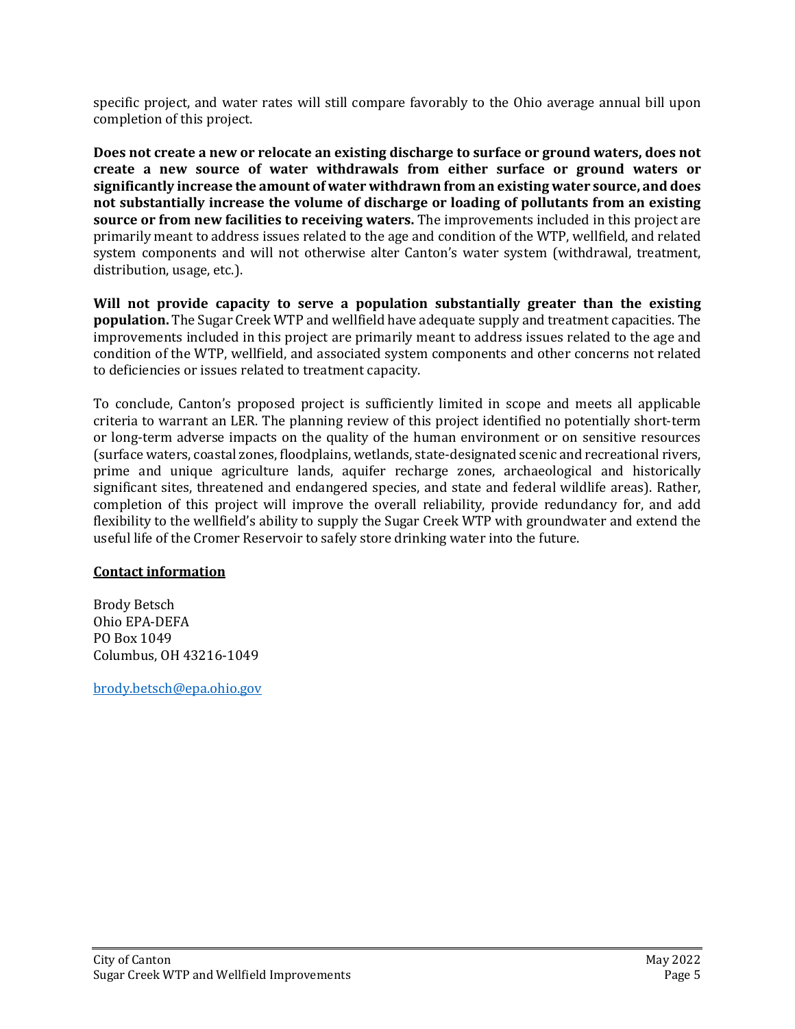specific project, and water rates will still compare favorably to the Ohio average annual bill upon completion of this project.

**Does not create a new or relocate an existing discharge to surface or ground waters, does not create a new source of water withdrawals from either surface or ground waters or significantly increase the amount of water withdrawn from an existing water source, and does not substantially increase the volume of discharge or loading of pollutants from an existing source or from new facilities to receiving waters.** The improvements included in this project are primarily meant to address issues related to the age and condition of the WTP, wellfield, and related system components and will not otherwise alter Canton's water system (withdrawal, treatment, distribution, usage, etc.).

**Will not provide capacity to serve a population substantially greater than the existing population.** The Sugar Creek WTP and wellfield have adequate supply and treatment capacities. The improvements included in this project are primarily meant to address issues related to the age and condition of the WTP, wellfield, and associated system components and other concerns not related to deficiencies or issues related to treatment capacity.

To conclude, Canton's proposed project is sufficiently limited in scope and meets all applicable criteria to warrant an LER. The planning review of this project identified no potentially short-term or long-term adverse impacts on the quality of the human environment or on sensitive resources (surface waters, coastal zones, floodplains, wetlands, state-designated scenic and recreational rivers, prime and unique agriculture lands, aquifer recharge zones, archaeological and historically significant sites, threatened and endangered species, and state and federal wildlife areas). Rather, completion of this project will improve the overall reliability, provide redundancy for, and add flexibility to the wellfield's ability to supply the Sugar Creek WTP with groundwater and extend the useful life of the Cromer Reservoir to safely store drinking water into the future.

**Contact information**

Brody Betsch
Ohio EPA-DEFA
PO Box 1049
Columbus, OH 43216-1049

brody.betsch@epa.ohio.gov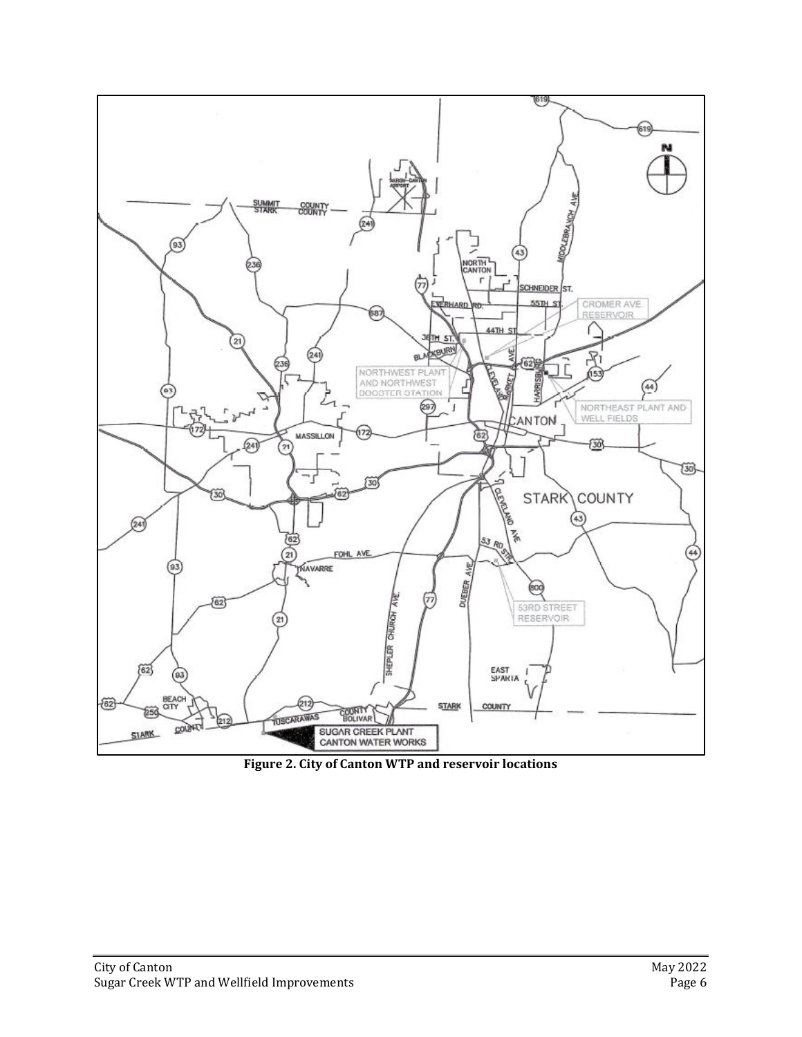SUMMIT COUNTY
STARK COUNTY

NORTH CANTON

SCHNEIDER ST.

EVERHARD RD.

55TH ST.

44TH ST.

38TH ST.

BLACKBURN

CROMER AVE. RESERVOIR

NORTHWEST PLANT AND NORTHWEST BOOSTER STATION

NORTHEAST PLANT AND WELL FIELDS

MIDDLEBRANCH AVE.

CLEVELAND AVE.

MARKET AVE.

HARRISBURG

CANTON

MASSILLON

STARK COUNTY

FOHL AVE.

NAVARRE

53 RD ST.

53RD STREET RESERVOIR

SHEPLER CHURCH AVE.

DUEBER AVE.

EAST SPARTA

BEACH CITY

BOLIVAR

TUSCARAWAS COUNTY

STARK COUNTY

SUGAR CREEK PLANT
CANTON WATER WORKS

**Figure 2. City of Canton WTP and reservoir locations**